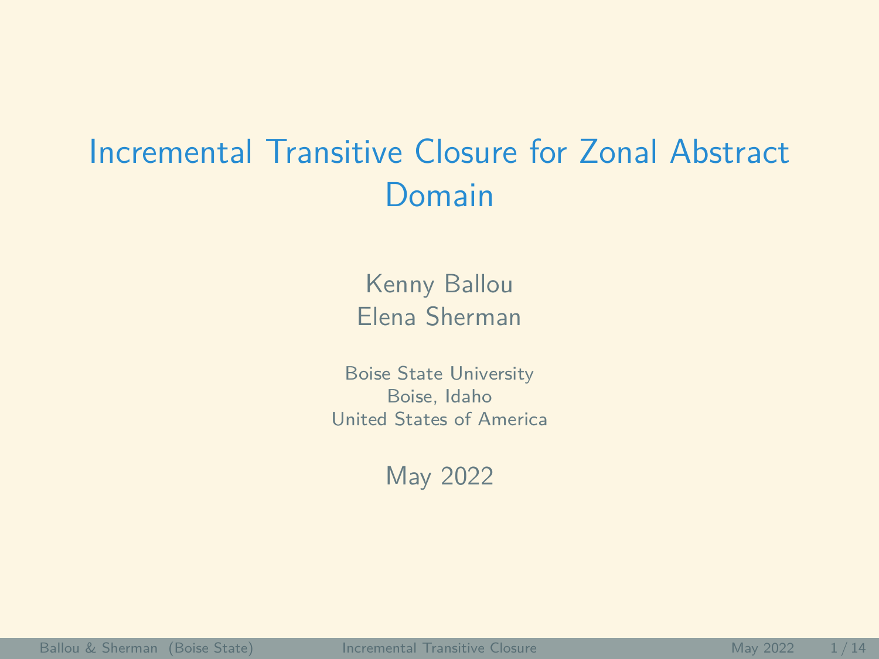# Incremental Transitive Closure for Zonal Abstract Domain

Kenny Ballou
Elena Sherman

Boise State University
Boise, Idaho
United States of America

May 2022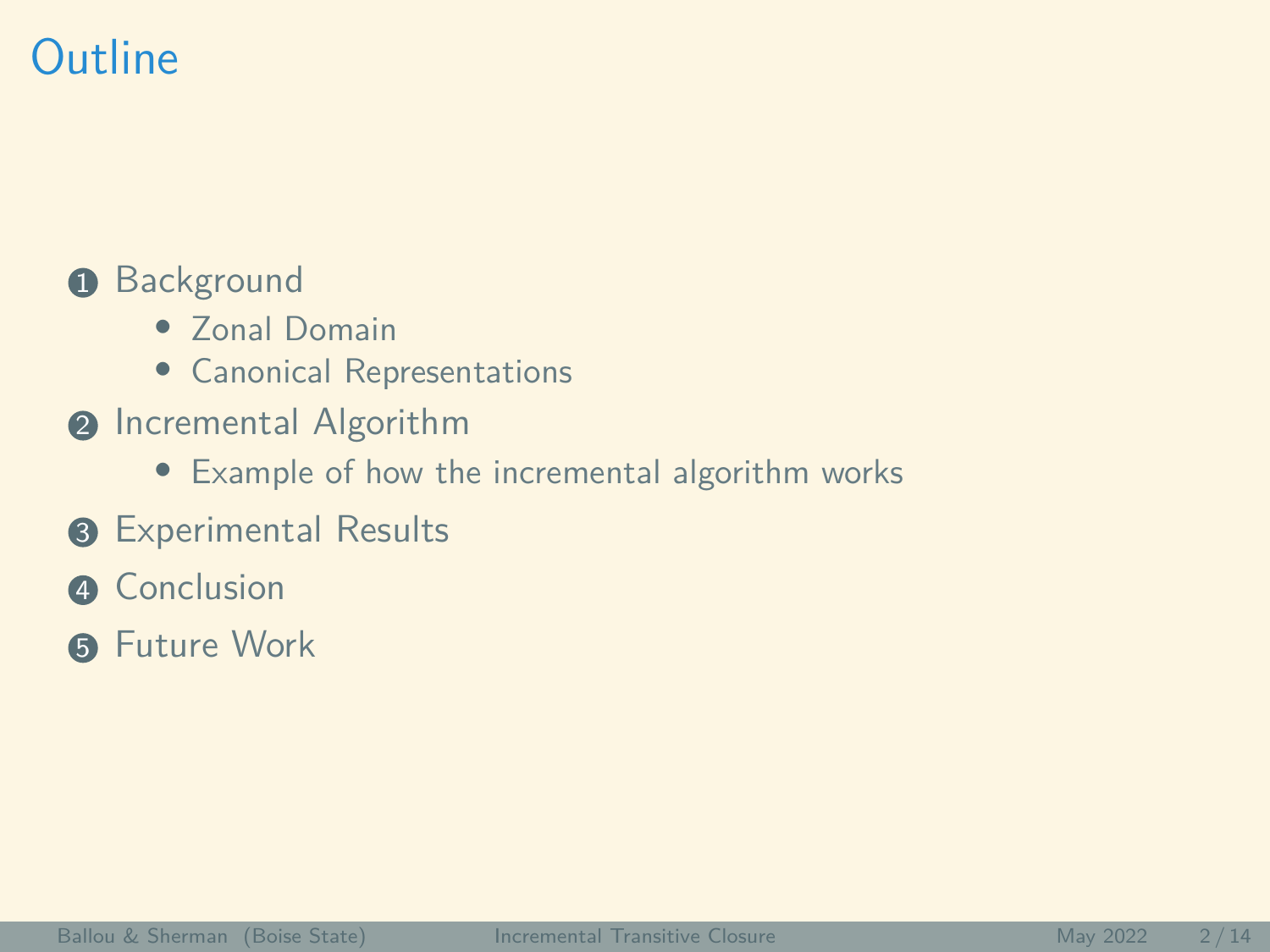# Outline

1. Background
   - Zonal Domain
   - Canonical Representations
2. Incremental Algorithm
   - Example of how the incremental algorithm works
3. Experimental Results
4. Conclusion
5. Future Work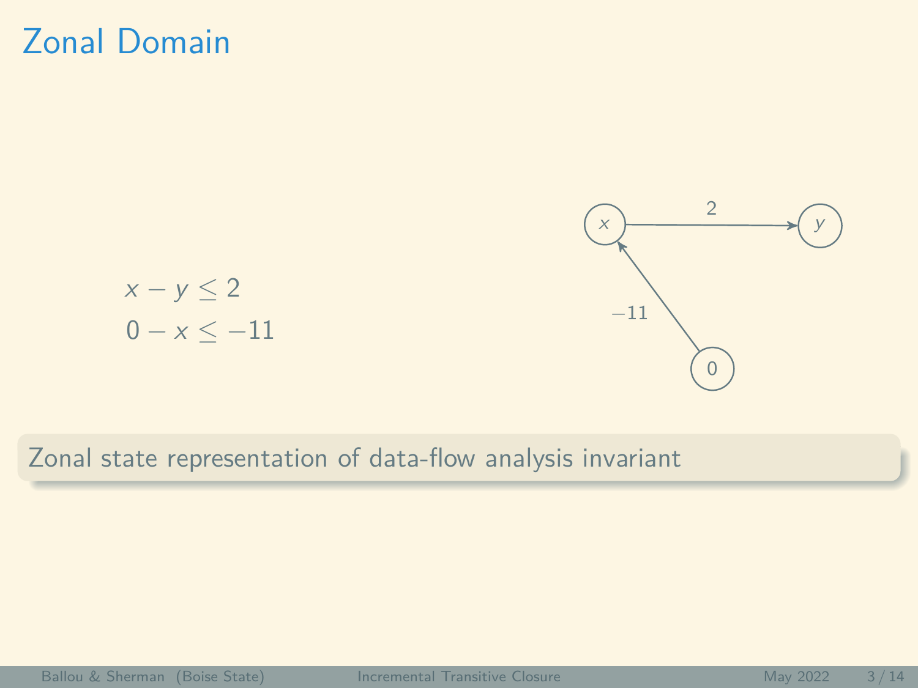# Zonal Domain

$$x - y \leq 2$$
$$0 - x \leq -11$$

Zonal state representation of data-flow analysis invariant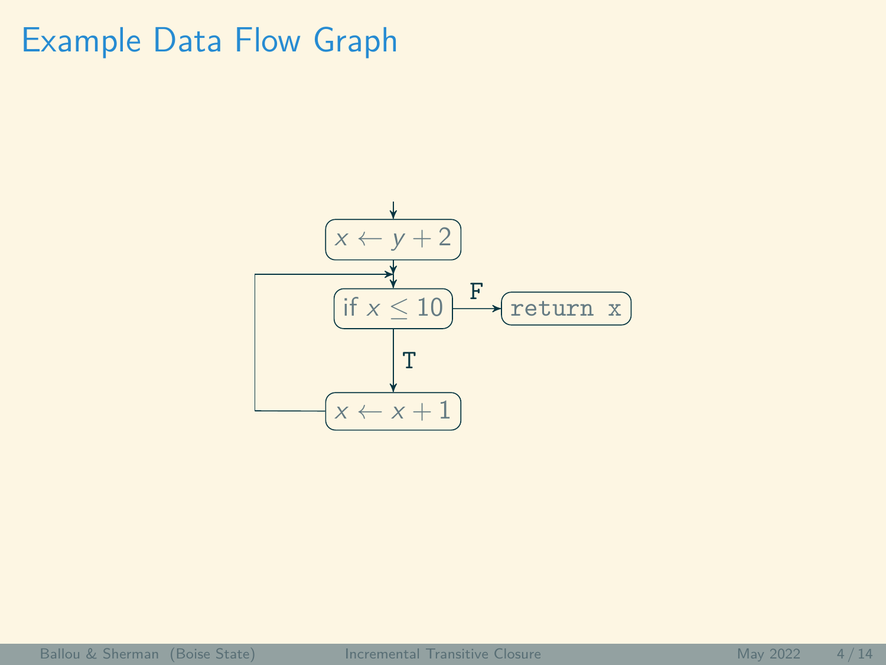# Example Data Flow Graph

$x \leftarrow y + 2$

if $x \leq 10$

F

`return x`

T

$x \leftarrow x + 1$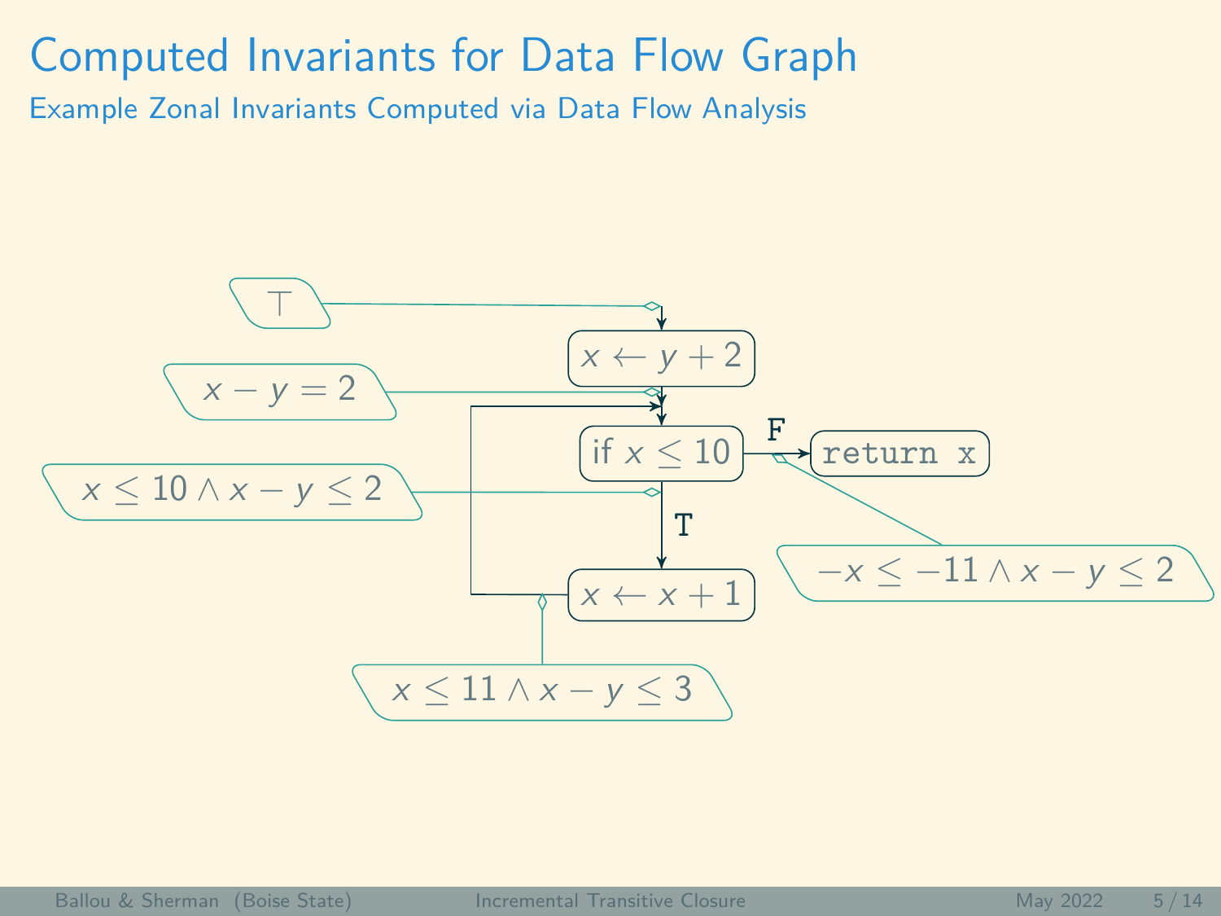# Computed Invariants for Data Flow Graph

## Example Zonal Invariants Computed via Data Flow Analysis

$\top$

$x \leftarrow y + 2$

$x - y = 2$

if $x \leq 10$

**F**

`return x`

$x \leq 10 \land x - y \leq 2$

**T**

$-x \leq -11 \land x - y \leq 2$

$x \leftarrow x + 1$

$x \leq 11 \land x - y \leq 3$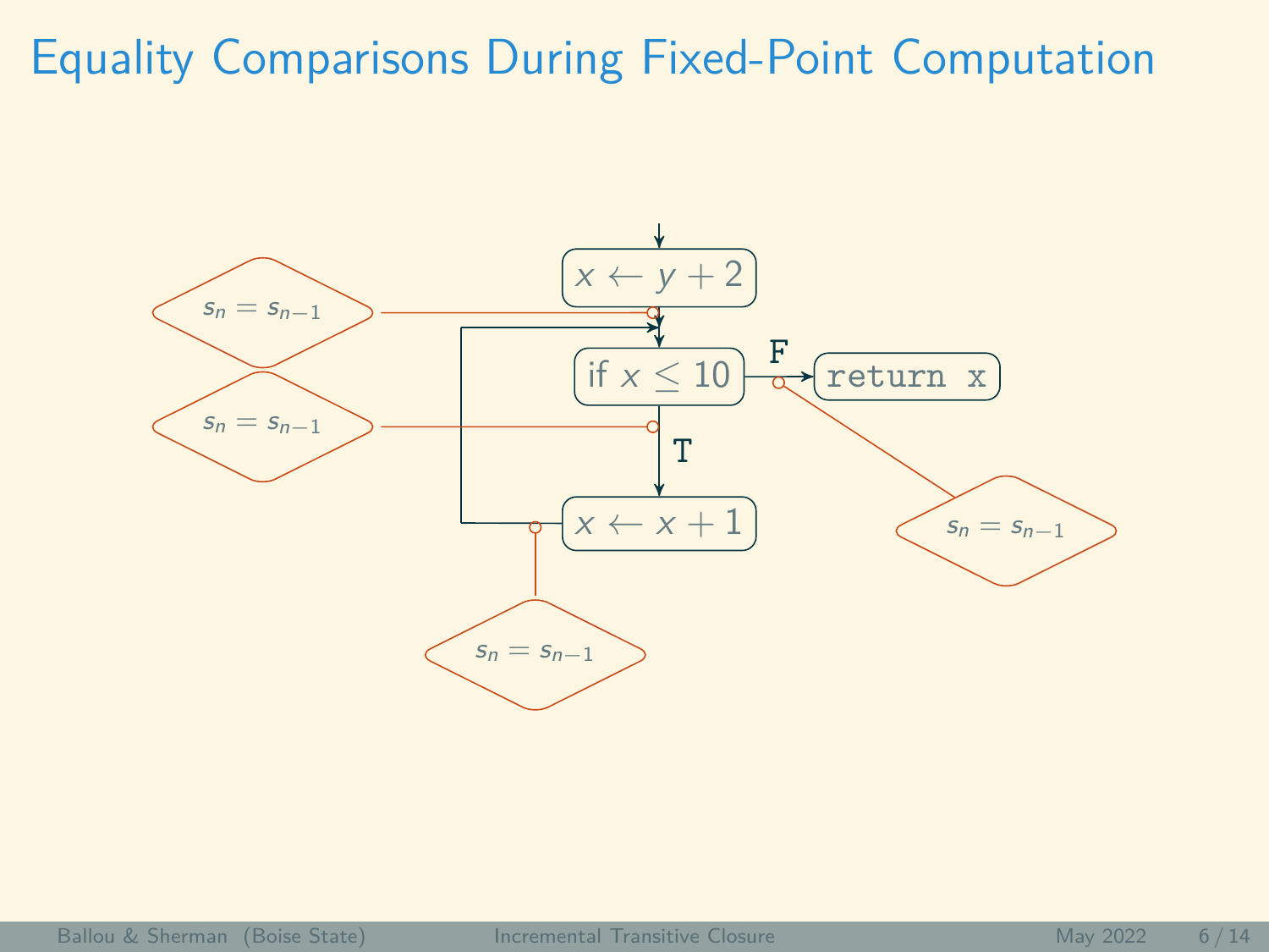# Equality Comparisons During Fixed-Point Computation

$x \leftarrow y + 2$

if $x \leq 10$

F

```
return x
```

T

$x \leftarrow x + 1$

$s_n = s_{n-1}$

$s_n = s_{n-1}$

$s_n = s_{n-1}$

$s_n = s_{n-1}$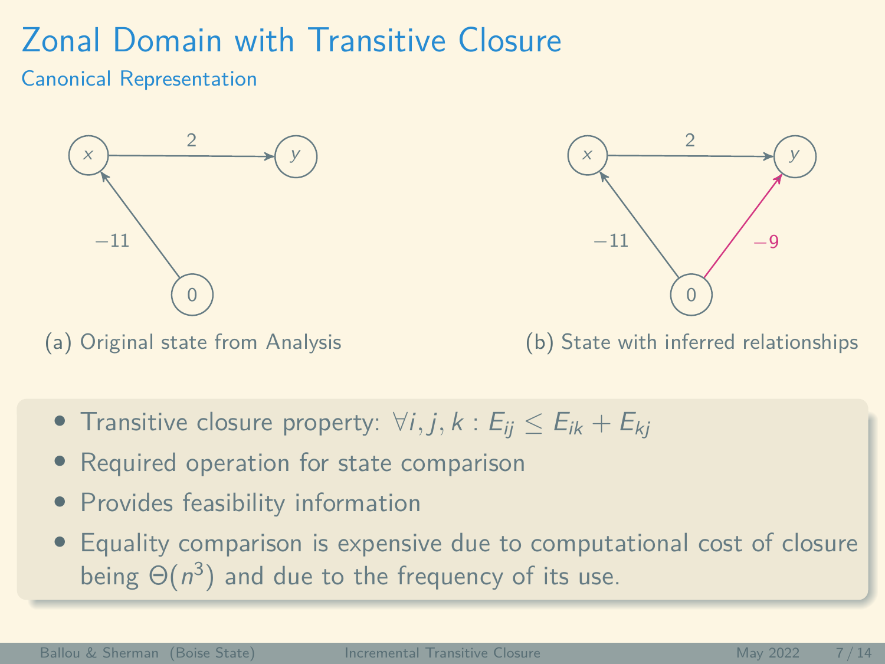# Zonal Domain with Transitive Closure

## Canonical Representation

(a) Original state from Analysis

(b) State with inferred relationships

- Transitive closure property: $\forall i, j, k : E_{ij} \leq E_{ik} + E_{kj}$
- Required operation for state comparison
- Provides feasibility information
- Equality comparison is expensive due to computational cost of closure being $\Theta(n^3)$ and due to the frequency of its use.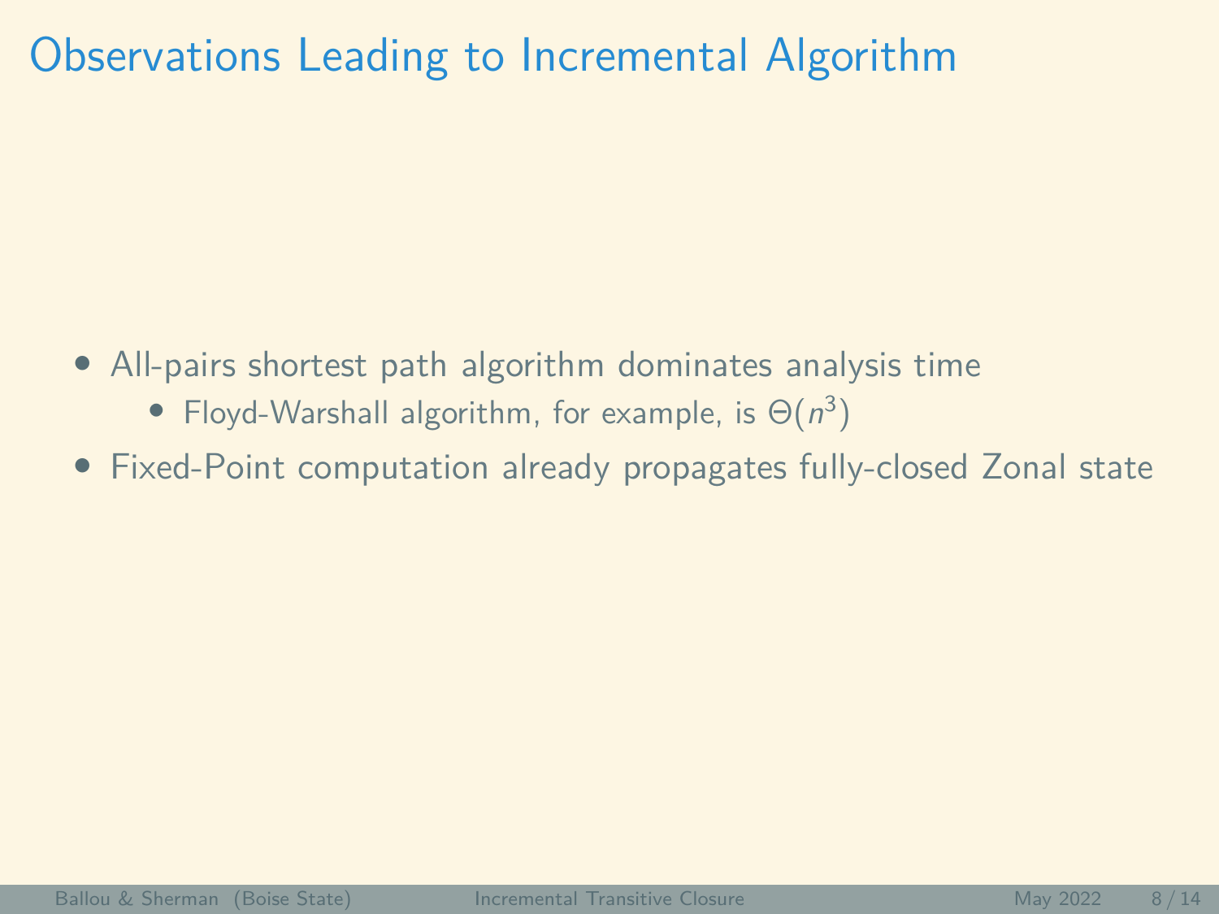# Observations Leading to Incremental Algorithm

- All-pairs shortest path algorithm dominates analysis time
  - Floyd-Warshall algorithm, for example, is $\Theta(n^3)$
- Fixed-Point computation already propagates fully-closed Zonal state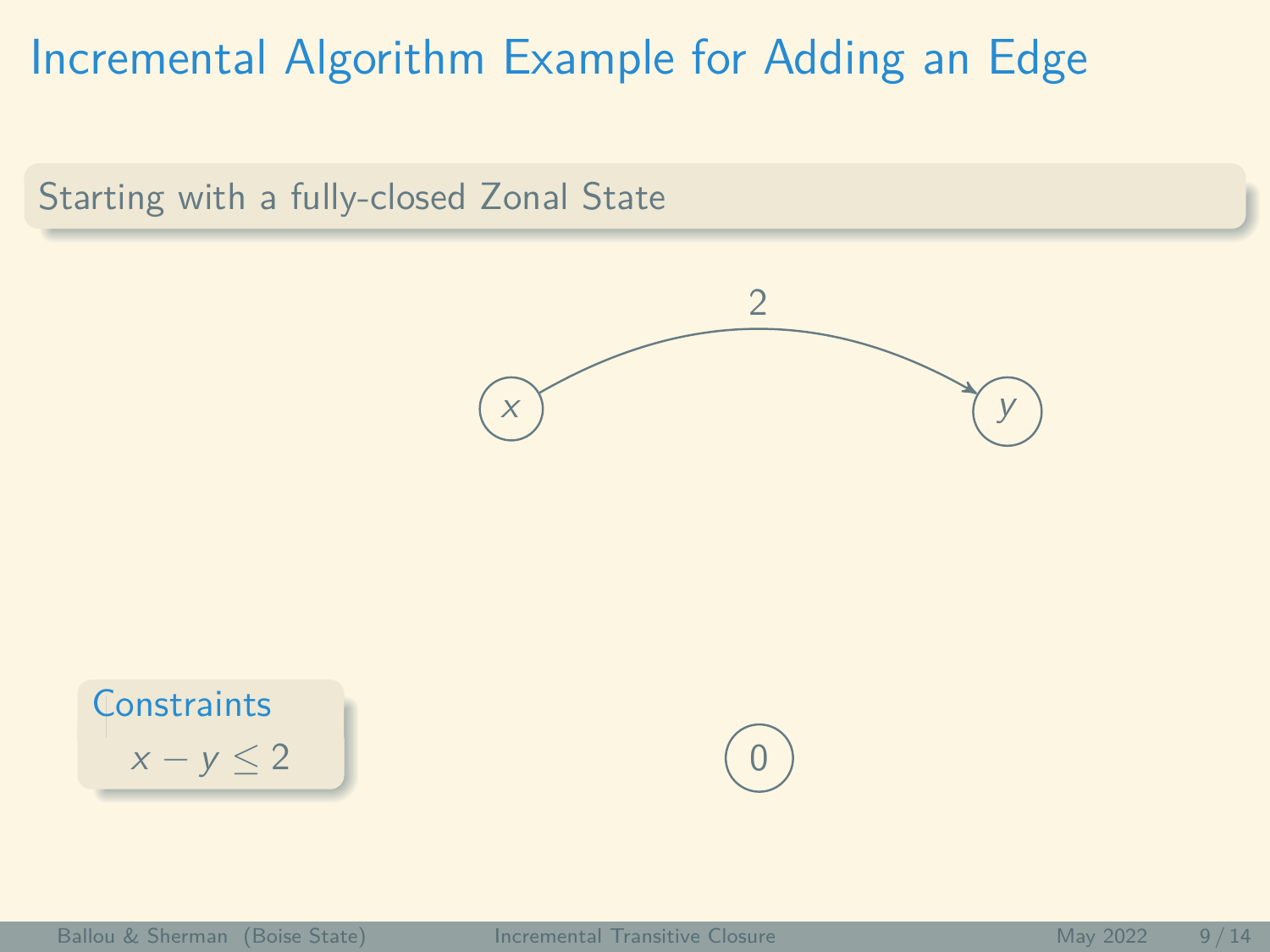# Incremental Algorithm Example for Adding an Edge

Starting with a fully-closed Zonal State

**Constraints**

$x - y \leq 2$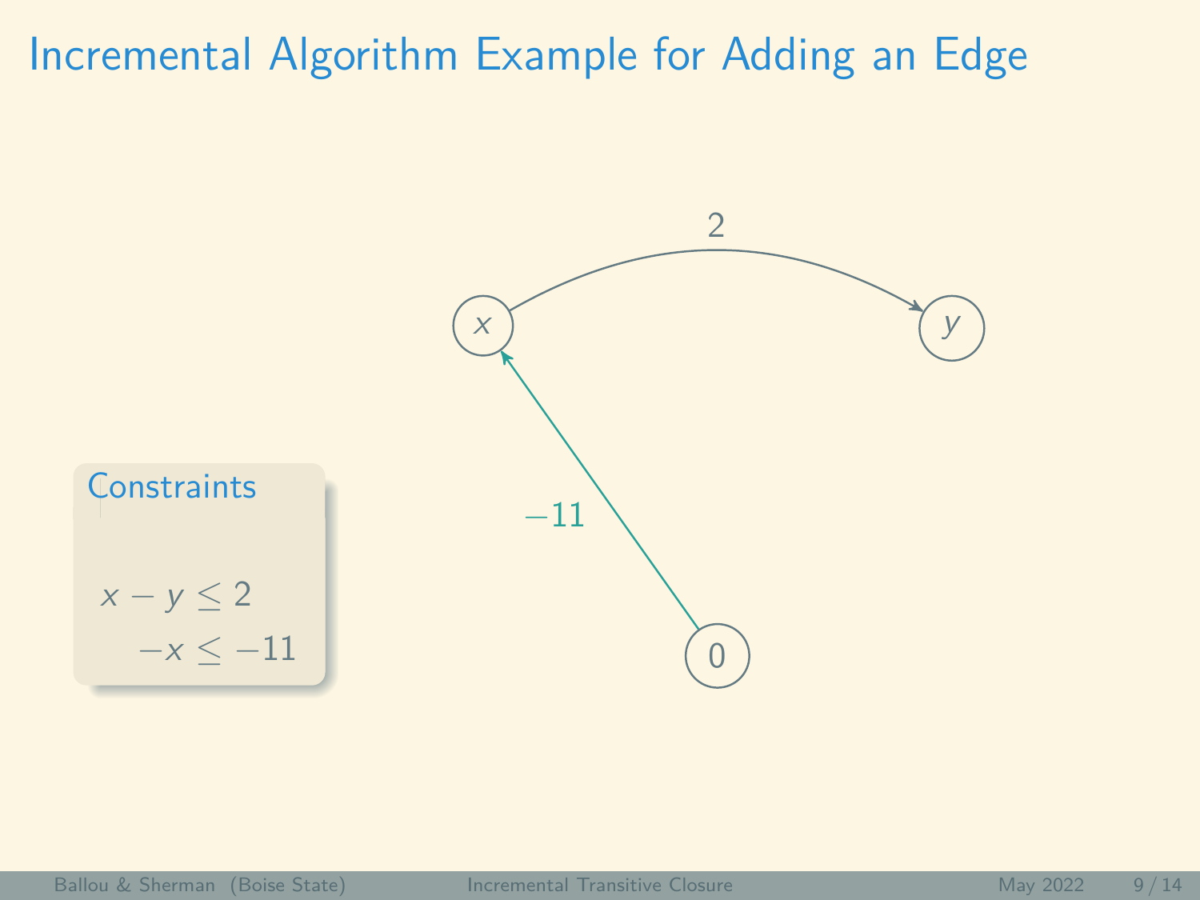# Incremental Algorithm Example for Adding an Edge

**Constraints**

$$x - y \leq 2$$

$$-x \leq -11$$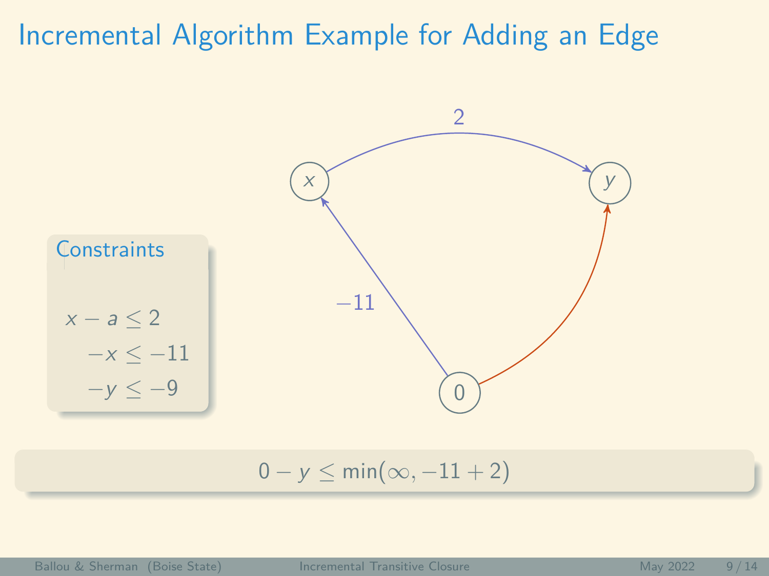# Incremental Algorithm Example for Adding an Edge

**Constraints**

$$x - a \leq 2$$

$$-x \leq -11$$

$$-y \leq -9$$

$$0 - y \leq \min(\infty, -11 + 2)$$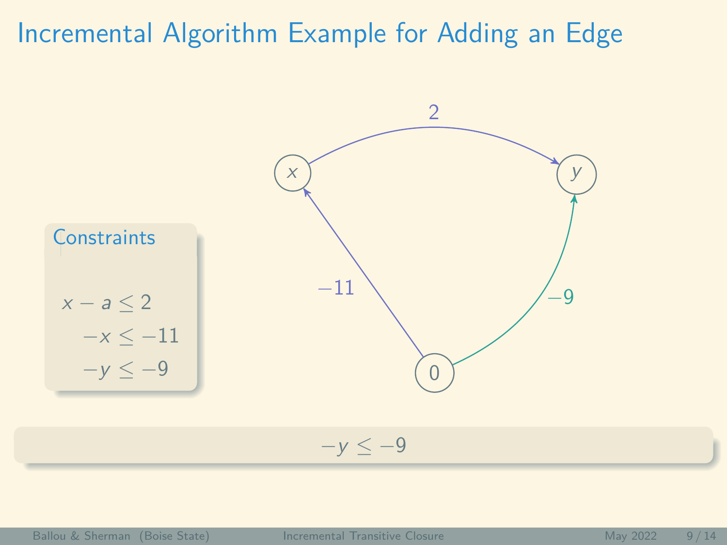# Incremental Algorithm Example for Adding an Edge

**Constraints**

$x - a \leq 2$

$-x \leq -11$

$-y \leq -9$

$-y \leq -9$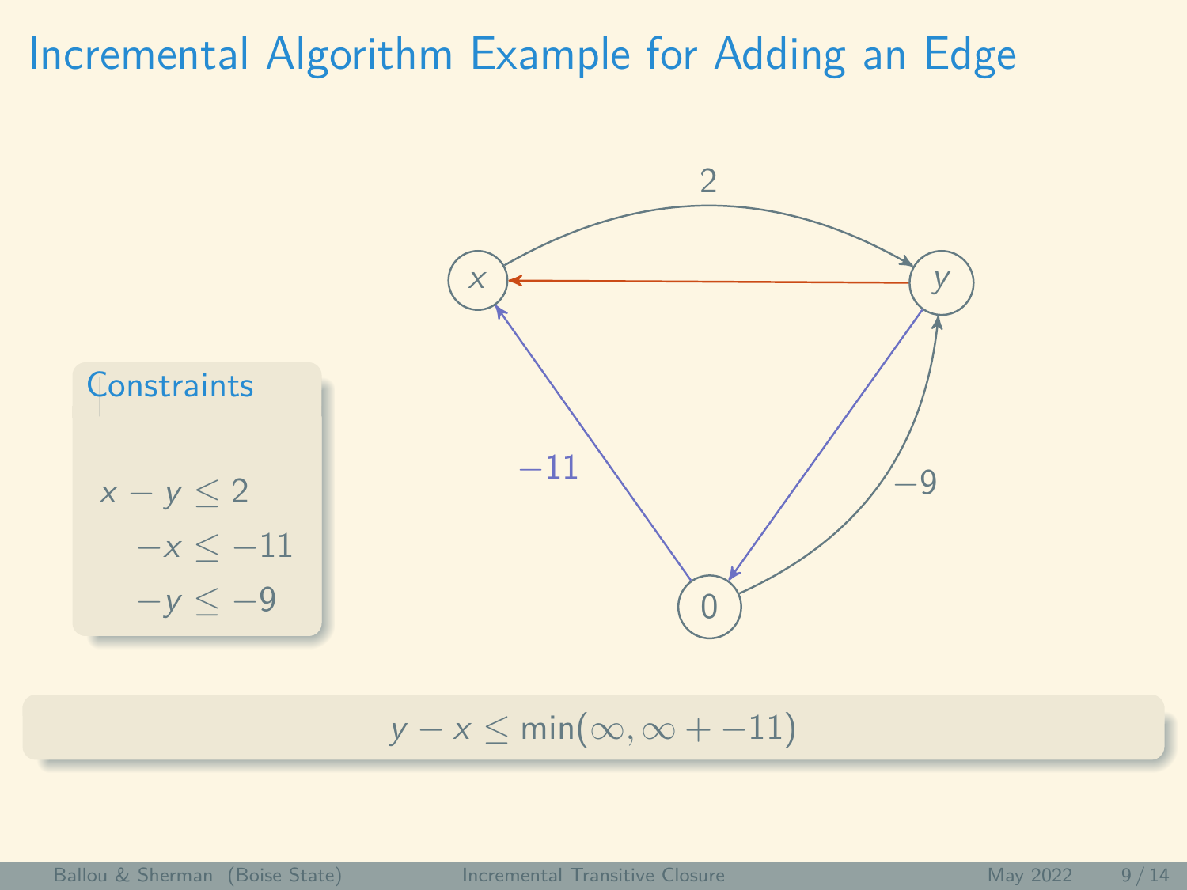# Incremental Algorithm Example for Adding an Edge

**Constraints**

$$x - y \leq 2$$
$$-x \leq -11$$
$$-y \leq -9$$

$$y - x \leq \min(\infty, \infty + -11)$$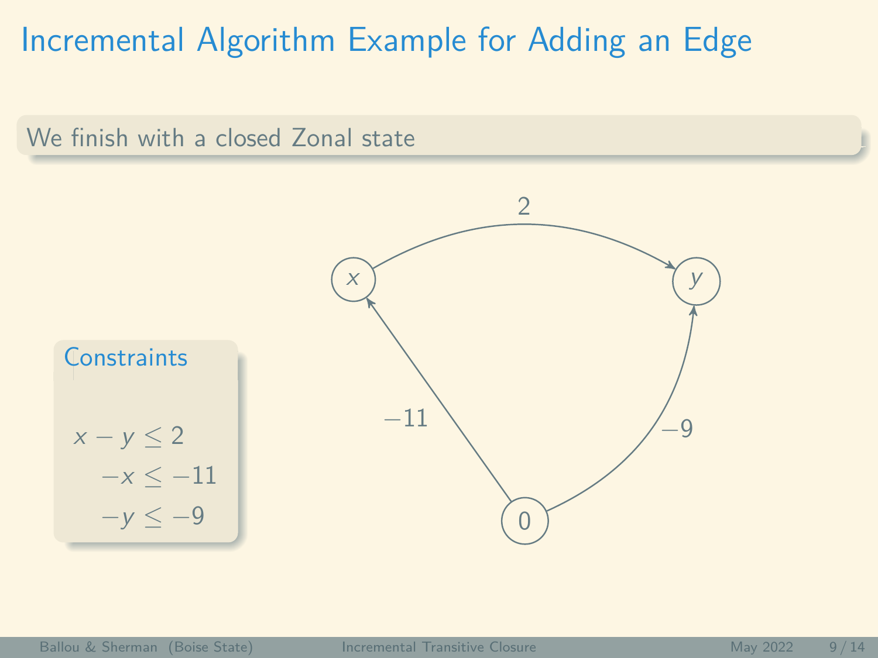# Incremental Algorithm Example for Adding an Edge

We finish with a closed Zonal state

**Constraints**

$$x - y \leq 2$$
$$-x \leq -11$$
$$-y \leq -9$$

Graph edges:

- $x \to y$: $2$
- $0 \to x$: $-11$
- $0 \to y$: $-9$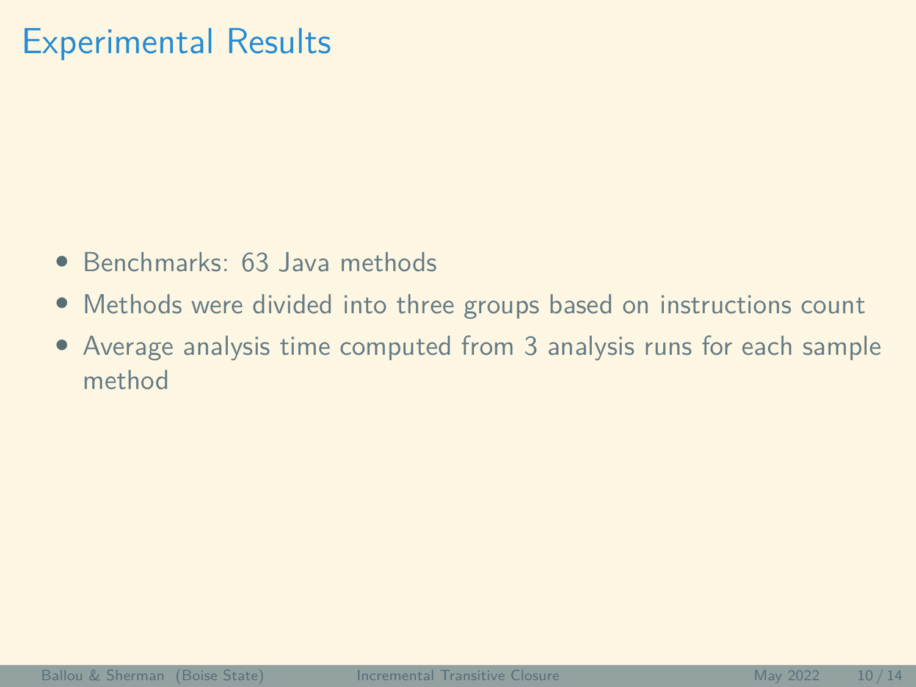# Experimental Results

- Benchmarks: 63 Java methods
- Methods were divided into three groups based on instructions count
- Average analysis time computed from 3 analysis runs for each sample method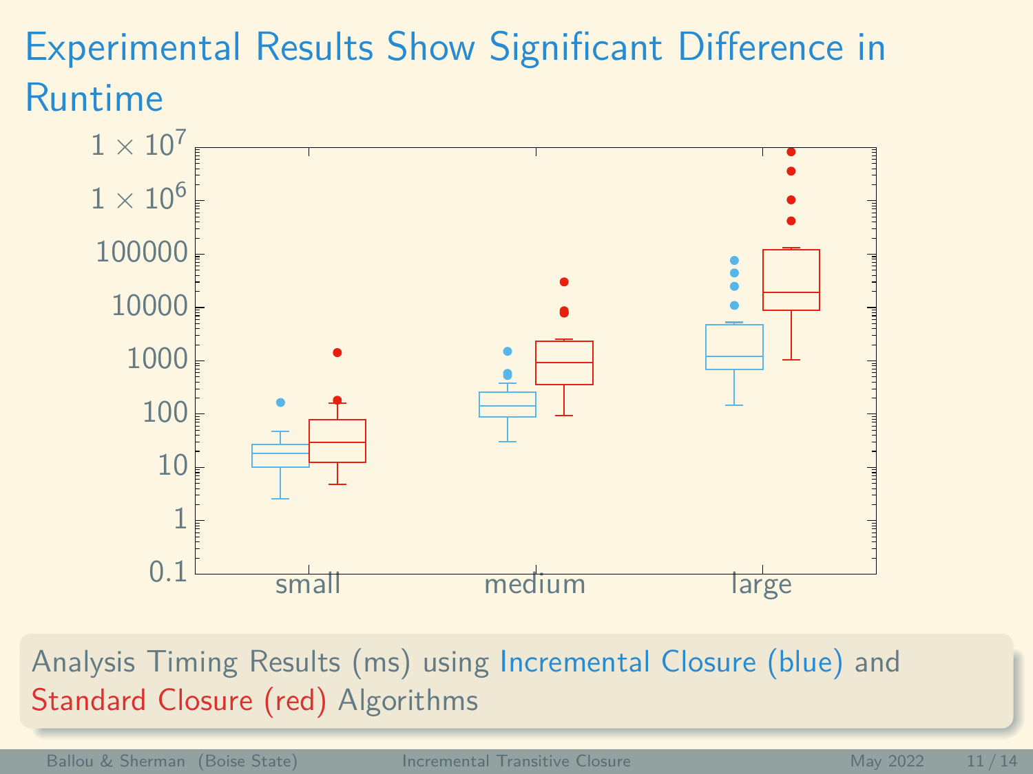# Experimental Results Show Significant Difference in Runtime

Analysis Timing Results (ms) using Incremental Closure (blue) and Standard Closure (red) Algorithms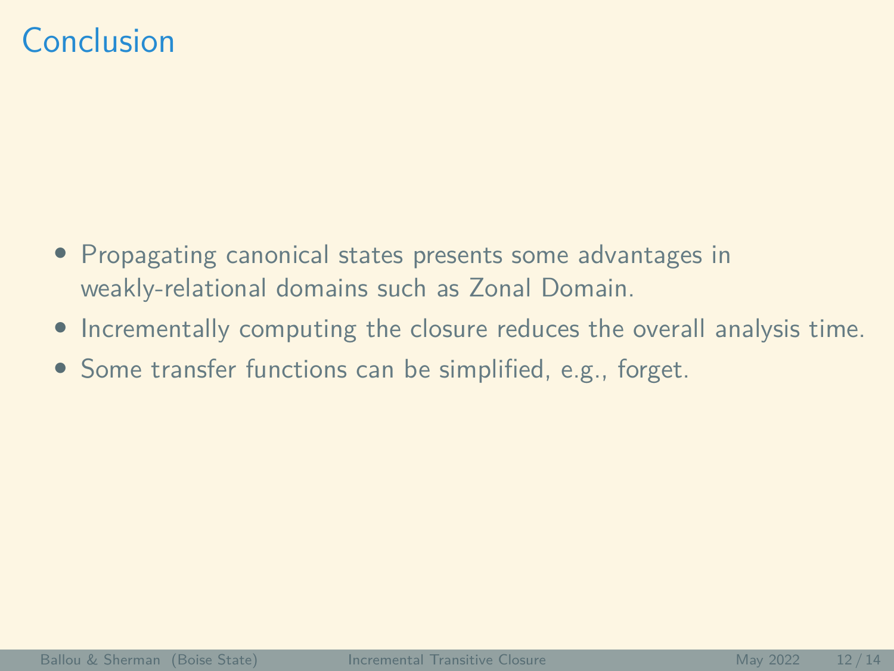# Conclusion

- Propagating canonical states presents some advantages in weakly-relational domains such as Zonal Domain.
- Incrementally computing the closure reduces the overall analysis time.
- Some transfer functions can be simplified, e.g., forget.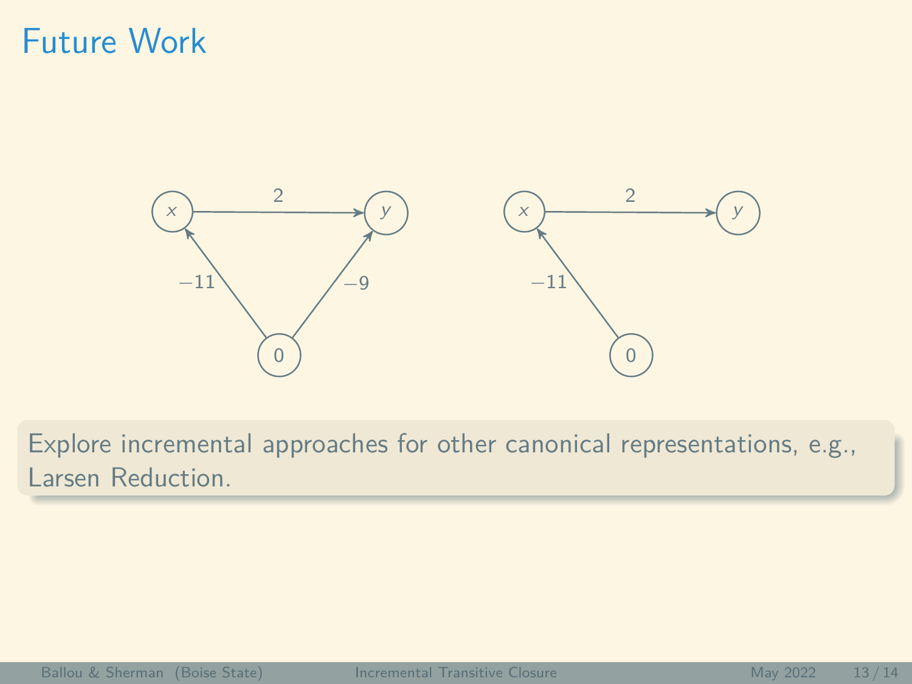# Future Work

Explore incremental approaches for other canonical representations, e.g., Larsen Reduction.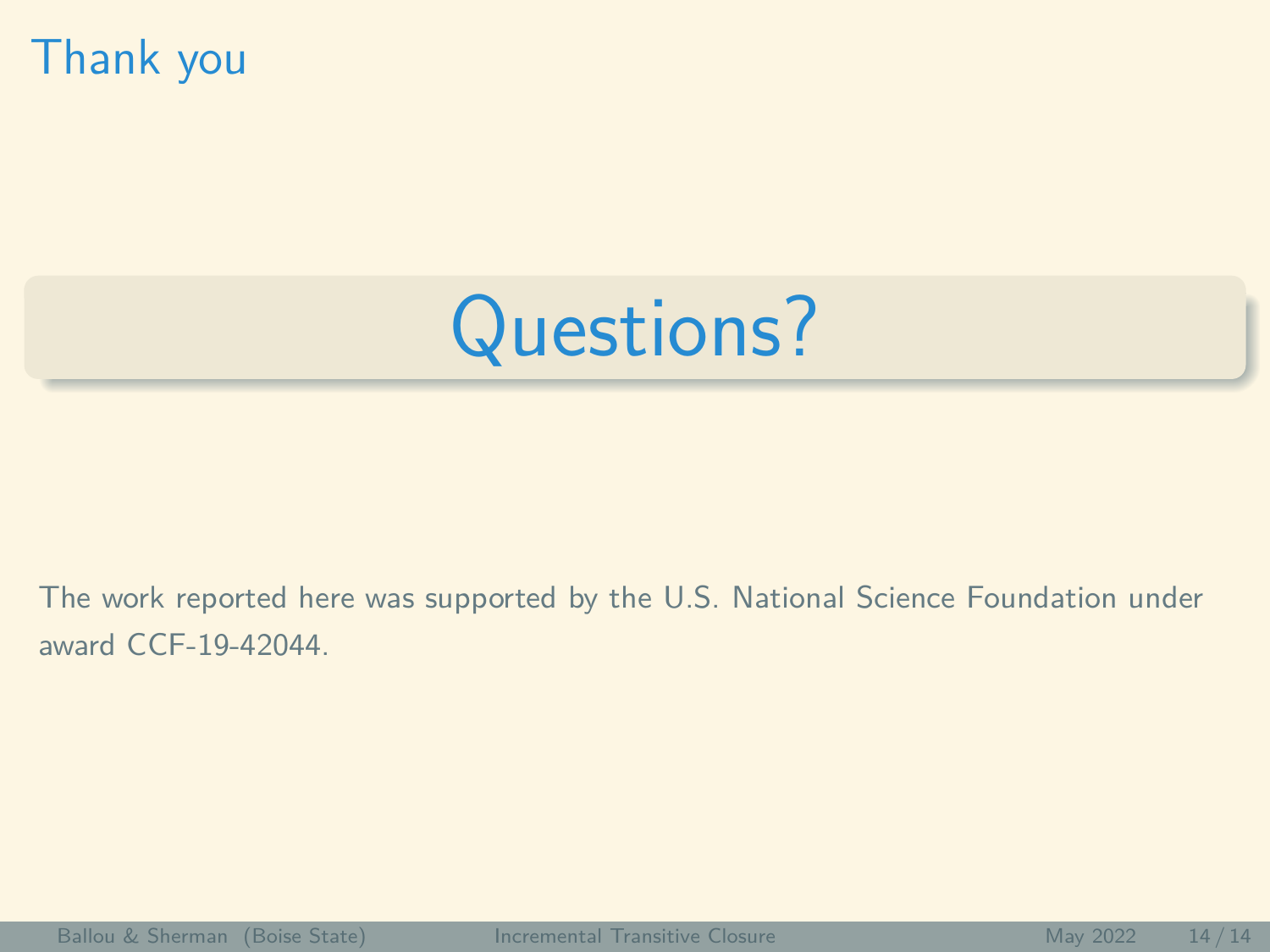# Thank you

## Questions?

The work reported here was supported by the U.S. National Science Foundation under award CCF-19-42044.